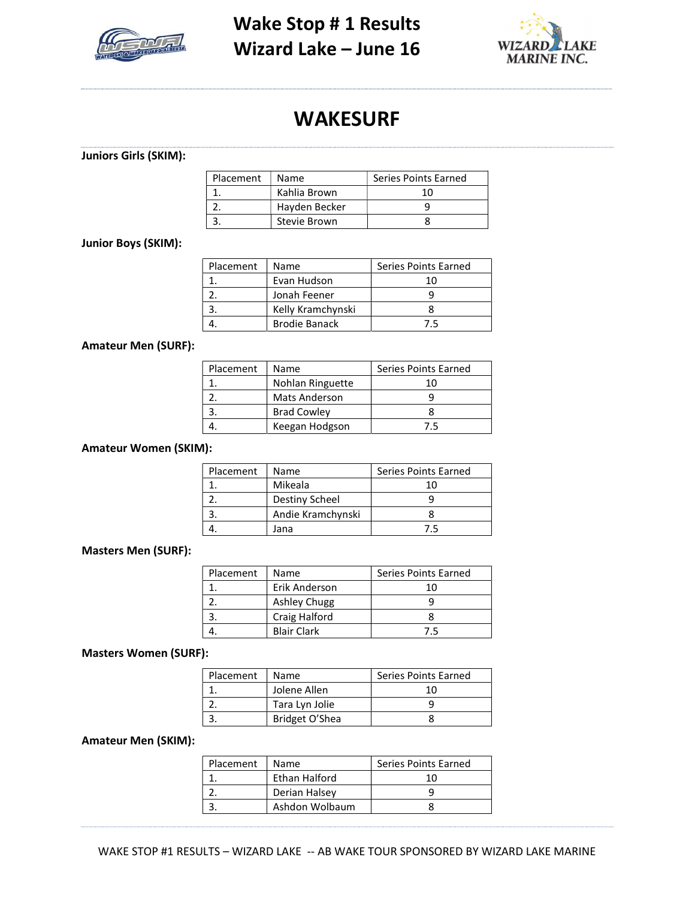# Wake Stop # 1 Results
# Wizard Lake – June 16

## WAKESURF

### Juniors Girls (SKIM):

| Placement | Name | Series Points Earned |
|---|---|---|
| 1. | Kahlia Brown | 10 |
| 2. | Hayden Becker | 9 |
| 3. | Stevie Brown | 8 |

### Junior Boys (SKIM):

| Placement | Name | Series Points Earned |
|---|---|---|
| 1. | Evan Hudson | 10 |
| 2. | Jonah Feener | 9 |
| 3. | Kelly Kramchynski | 8 |
| 4. | Brodie Banack | 7.5 |

### Amateur Men (SURF):

| Placement | Name | Series Points Earned |
|---|---|---|
| 1. | Nohlan Ringuette | 10 |
| 2. | Mats Anderson | 9 |
| 3. | Brad Cowley | 8 |
| 4. | Keegan Hodgson | 7.5 |

### Amateur Women (SKIM):

| Placement | Name | Series Points Earned |
|---|---|---|
| 1. | Mikeala | 10 |
| 2. | Destiny Scheel | 9 |
| 3. | Andie Kramchynski | 8 |
| 4. | Jana | 7.5 |

### Masters Men (SURF):

| Placement | Name | Series Points Earned |
|---|---|---|
| 1. | Erik Anderson | 10 |
| 2. | Ashley Chugg | 9 |
| 3. | Craig Halford | 8 |
| 4. | Blair Clark | 7.5 |

### Masters Women (SURF):

| Placement | Name | Series Points Earned |
|---|---|---|
| 1. | Jolene Allen | 10 |
| 2. | Tara Lyn Jolie | 9 |
| 3. | Bridget O'Shea | 8 |

### Amateur Men (SKIM):

| Placement | Name | Series Points Earned |
|---|---|---|
| 1. | Ethan Halford | 10 |
| 2. | Derian Halsey | 9 |
| 3. | Ashdon Wolbaum | 8 |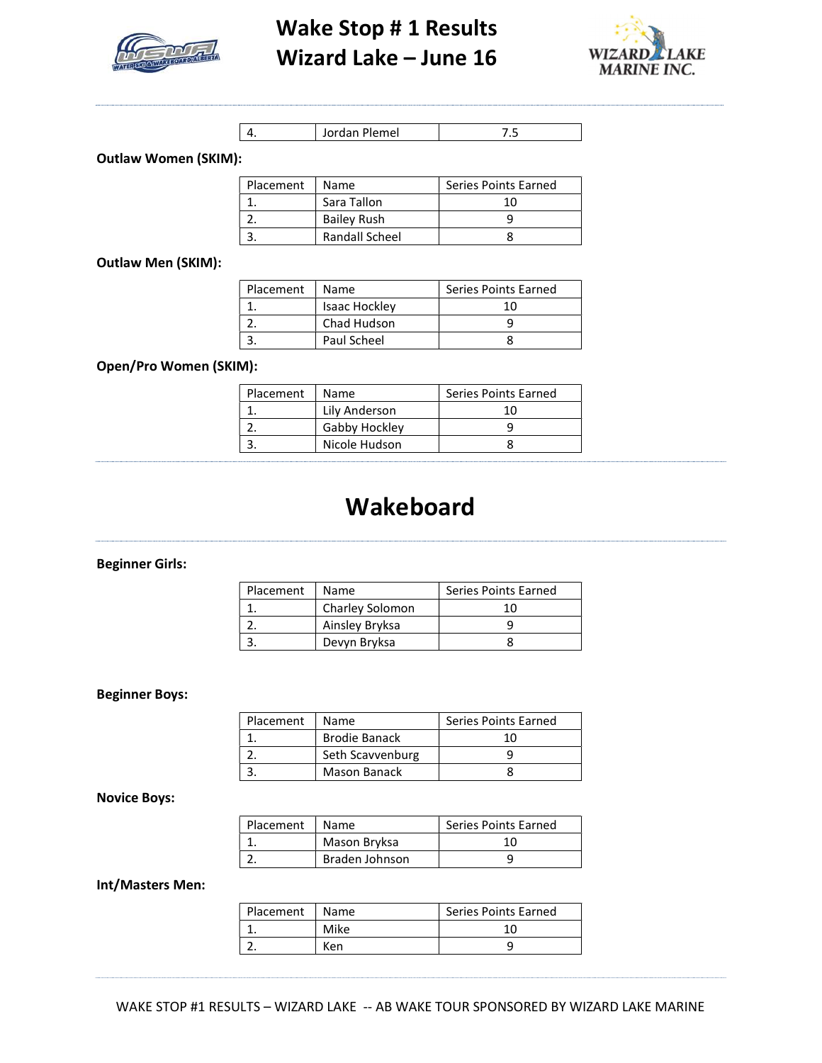| | | |
|---|---|---|
| 4. | Jordan Plemel | 7.5 |

**Outlaw Women (SKIM):**

| Placement | Name | Series Points Earned |
|---|---|---|
| 1. | Sara Tallon | 10 |
| 2. | Bailey Rush | 9 |
| 3. | Randall Scheel | 8 |

**Outlaw Men (SKIM):**

| Placement | Name | Series Points Earned |
|---|---|---|
| 1. | Isaac Hockley | 10 |
| 2. | Chad Hudson | 9 |
| 3. | Paul Scheel | 8 |

**Open/Pro Women (SKIM):**

| Placement | Name | Series Points Earned |
|---|---|---|
| 1. | Lily Anderson | 10 |
| 2. | Gabby Hockley | 9 |
| 3. | Nicole Hudson | 8 |

# Wakeboard

**Beginner Girls:**

| Placement | Name | Series Points Earned |
|---|---|---|
| 1. | Charley Solomon | 10 |
| 2. | Ainsley Bryksa | 9 |
| 3. | Devyn Bryksa | 8 |

**Beginner Boys:**

| Placement | Name | Series Points Earned |
|---|---|---|
| 1. | Brodie Banack | 10 |
| 2. | Seth Scavvenburg | 9 |
| 3. | Mason Banack | 8 |

**Novice Boys:**

| Placement | Name | Series Points Earned |
|---|---|---|
| 1. | Mason Bryksa | 10 |
| 2. | Braden Johnson | 9 |

**Int/Masters Men:**

| Placement | Name | Series Points Earned |
|---|---|---|
| 1. | Mike | 10 |
| 2. | Ken | 9 |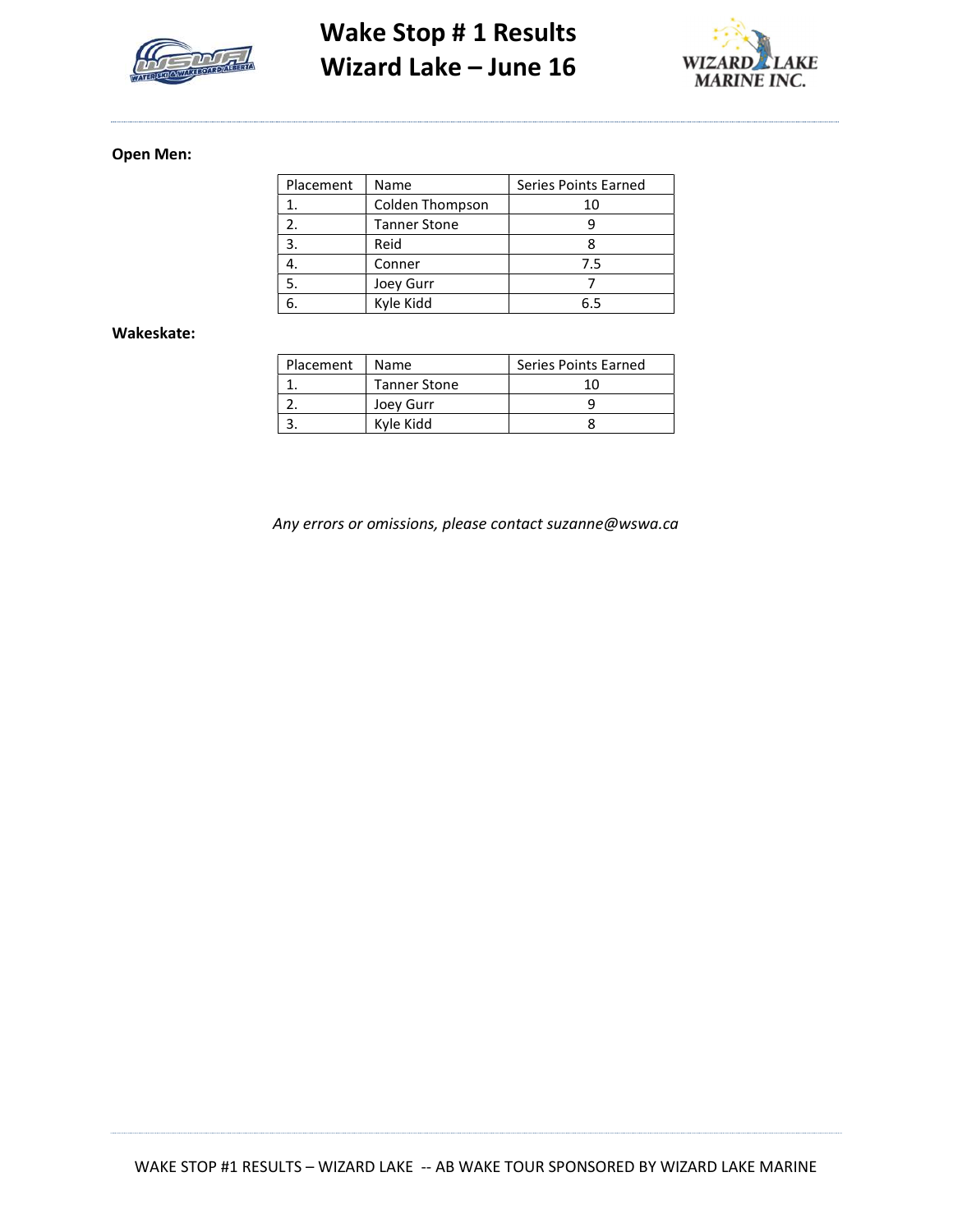# Wake Stop # 1 Results
# Wizard Lake – June 16

**Open Men:**

| Placement | Name | Series Points Earned |
|---|---|---|
| 1. | Colden Thompson | 10 |
| 2. | Tanner Stone | 9 |
| 3. | Reid | 8 |
| 4. | Conner | 7.5 |
| 5. | Joey Gurr | 7 |
| 6. | Kyle Kidd | 6.5 |

**Wakeskate:**

| Placement | Name | Series Points Earned |
|---|---|---|
| 1. | Tanner Stone | 10 |
| 2. | Joey Gurr | 9 |
| 3. | Kyle Kidd | 8 |

*Any errors or omissions, please contact suzanne@wswa.ca*